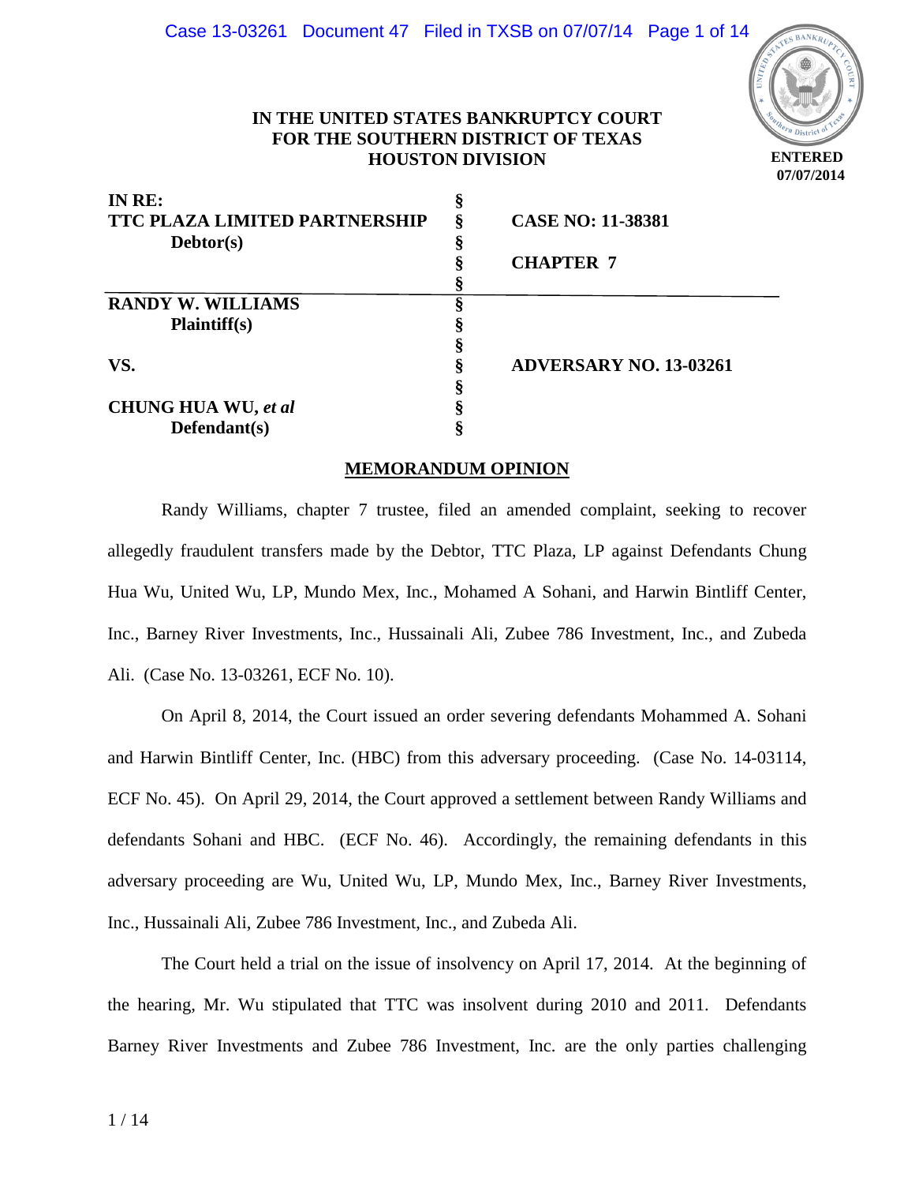**IN THE UNITED STATES BANKRUPTCY COURT**
**FOR THE SOUTHERN DISTRICT OF TEXAS**
**HOUSTON DIVISION**

**ENTERED**
**07/07/2014**

| | | |
|---|---|---|
| **IN RE:** | § | |
| **TTC PLAZA LIMITED PARTNERSHIP** | § | **CASE NO: 11-38381** |
| **Debtor(s)** | § | |
| | § | **CHAPTER 7** |
| | § | |
| **RANDY W. WILLIAMS** | § | |
| **Plaintiff(s)** | § | |
| | § | |
| **VS.** | § | **ADVERSARY NO. 13-03261** |
| | § | |
| **CHUNG HUA WU, *et al*** | § | |
| **Defendant(s)** | § | |

## MEMORANDUM OPINION

Randy Williams, chapter 7 trustee, filed an amended complaint, seeking to recover allegedly fraudulent transfers made by the Debtor, TTC Plaza, LP against Defendants Chung Hua Wu, United Wu, LP, Mundo Mex, Inc., Mohamed A Sohani, and Harwin Bintliff Center, Inc., Barney River Investments, Inc., Hussainali Ali, Zubee 786 Investment, Inc., and Zubeda Ali. (Case No. 13-03261, ECF No. 10).

On April 8, 2014, the Court issued an order severing defendants Mohammed A. Sohani and Harwin Bintliff Center, Inc. (HBC) from this adversary proceeding. (Case No. 14-03114, ECF No. 45). On April 29, 2014, the Court approved a settlement between Randy Williams and defendants Sohani and HBC. (ECF No. 46). Accordingly, the remaining defendants in this adversary proceeding are Wu, United Wu, LP, Mundo Mex, Inc., Barney River Investments, Inc., Hussainali Ali, Zubee 786 Investment, Inc., and Zubeda Ali.

The Court held a trial on the issue of insolvency on April 17, 2014. At the beginning of the hearing, Mr. Wu stipulated that TTC was insolvent during 2010 and 2011. Defendants Barney River Investments and Zubee 786 Investment, Inc. are the only parties challenging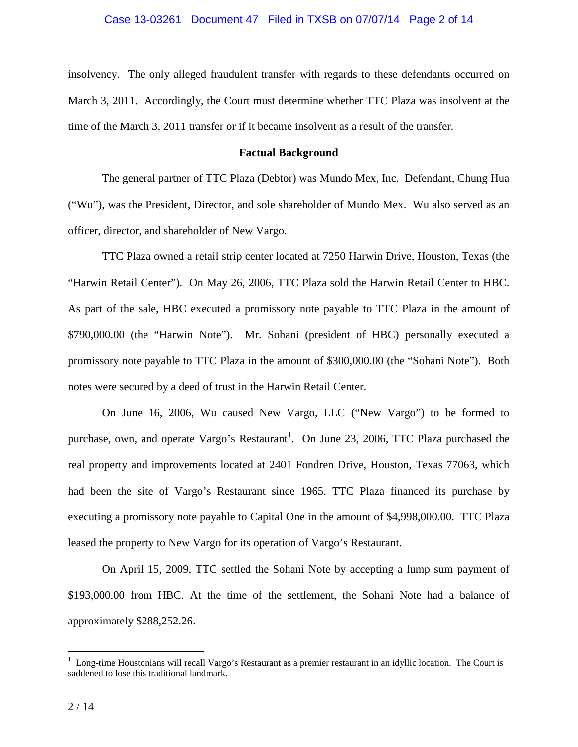insolvency. The only alleged fraudulent transfer with regards to these defendants occurred on March 3, 2011. Accordingly, the Court must determine whether TTC Plaza was insolvent at the time of the March 3, 2011 transfer or if it became insolvent as a result of the transfer.

## Factual Background

The general partner of TTC Plaza (Debtor) was Mundo Mex, Inc. Defendant, Chung Hua ("Wu"), was the President, Director, and sole shareholder of Mundo Mex. Wu also served as an officer, director, and shareholder of New Vargo.

TTC Plaza owned a retail strip center located at 7250 Harwin Drive, Houston, Texas (the "Harwin Retail Center"). On May 26, 2006, TTC Plaza sold the Harwin Retail Center to HBC. As part of the sale, HBC executed a promissory note payable to TTC Plaza in the amount of $790,000.00 (the "Harwin Note"). Mr. Sohani (president of HBC) personally executed a promissory note payable to TTC Plaza in the amount of $300,000.00 (the "Sohani Note"). Both notes were secured by a deed of trust in the Harwin Retail Center.

On June 16, 2006, Wu caused New Vargo, LLC ("New Vargo") to be formed to purchase, own, and operate Vargo's Restaurant[1]. On June 23, 2006, TTC Plaza purchased the real property and improvements located at 2401 Fondren Drive, Houston, Texas 77063, which had been the site of Vargo's Restaurant since 1965. TTC Plaza financed its purchase by executing a promissory note payable to Capital One in the amount of $4,998,000.00. TTC Plaza leased the property to New Vargo for its operation of Vargo's Restaurant.

On April 15, 2009, TTC settled the Sohani Note by accepting a lump sum payment of $193,000.00 from HBC. At the time of the settlement, the Sohani Note had a balance of approximately $288,252.26.

---

[1] Long-time Houstonians will recall Vargo's Restaurant as a premier restaurant in an idyllic location. The Court is saddened to lose this traditional landmark.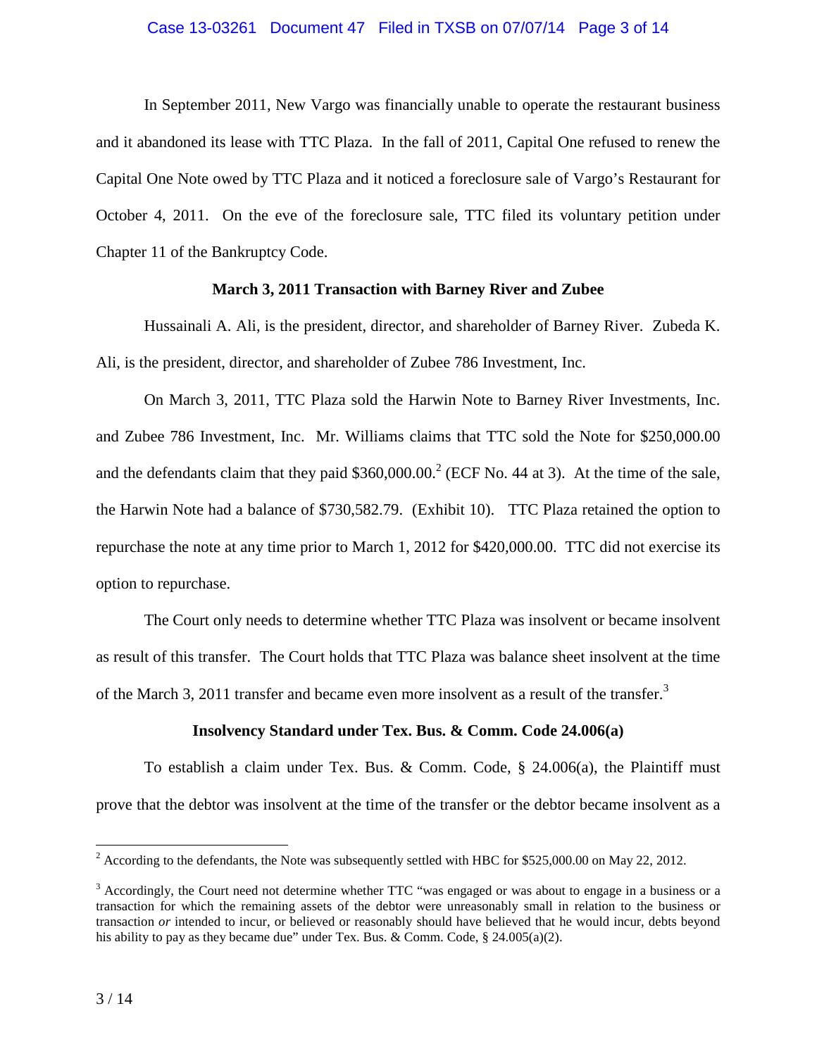In September 2011, New Vargo was financially unable to operate the restaurant business and it abandoned its lease with TTC Plaza. In the fall of 2011, Capital One refused to renew the Capital One Note owed by TTC Plaza and it noticed a foreclosure sale of Vargo's Restaurant for October 4, 2011. On the eve of the foreclosure sale, TTC filed its voluntary petition under Chapter 11 of the Bankruptcy Code.

**March 3, 2011 Transaction with Barney River and Zubee**

Hussainali A. Ali, is the president, director, and shareholder of Barney River. Zubeda K. Ali, is the president, director, and shareholder of Zubee 786 Investment, Inc.

On March 3, 2011, TTC Plaza sold the Harwin Note to Barney River Investments, Inc. and Zubee 786 Investment, Inc. Mr. Williams claims that TTC sold the Note for $250,000.00 and the defendants claim that they paid $360,000.00.[2] (ECF No. 44 at 3). At the time of the sale, the Harwin Note had a balance of $730,582.79. (Exhibit 10). TTC Plaza retained the option to repurchase the note at any time prior to March 1, 2012 for $420,000.00. TTC did not exercise its option to repurchase.

The Court only needs to determine whether TTC Plaza was insolvent or became insolvent as result of this transfer. The Court holds that TTC Plaza was balance sheet insolvent at the time of the March 3, 2011 transfer and became even more insolvent as a result of the transfer.[3]

**Insolvency Standard under Tex. Bus. & Comm. Code 24.006(a)**

To establish a claim under Tex. Bus. & Comm. Code, § 24.006(a), the Plaintiff must prove that the debtor was insolvent at the time of the transfer or the debtor became insolvent as a

---

[2] According to the defendants, the Note was subsequently settled with HBC for $525,000.00 on May 22, 2012.

[3] Accordingly, the Court need not determine whether TTC "was engaged or was about to engage in a business or a transaction for which the remaining assets of the debtor were unreasonably small in relation to the business or transaction *or* intended to incur, or believed or reasonably should have believed that he would incur, debts beyond his ability to pay as they became due" under Tex. Bus. & Comm. Code, § 24.005(a)(2).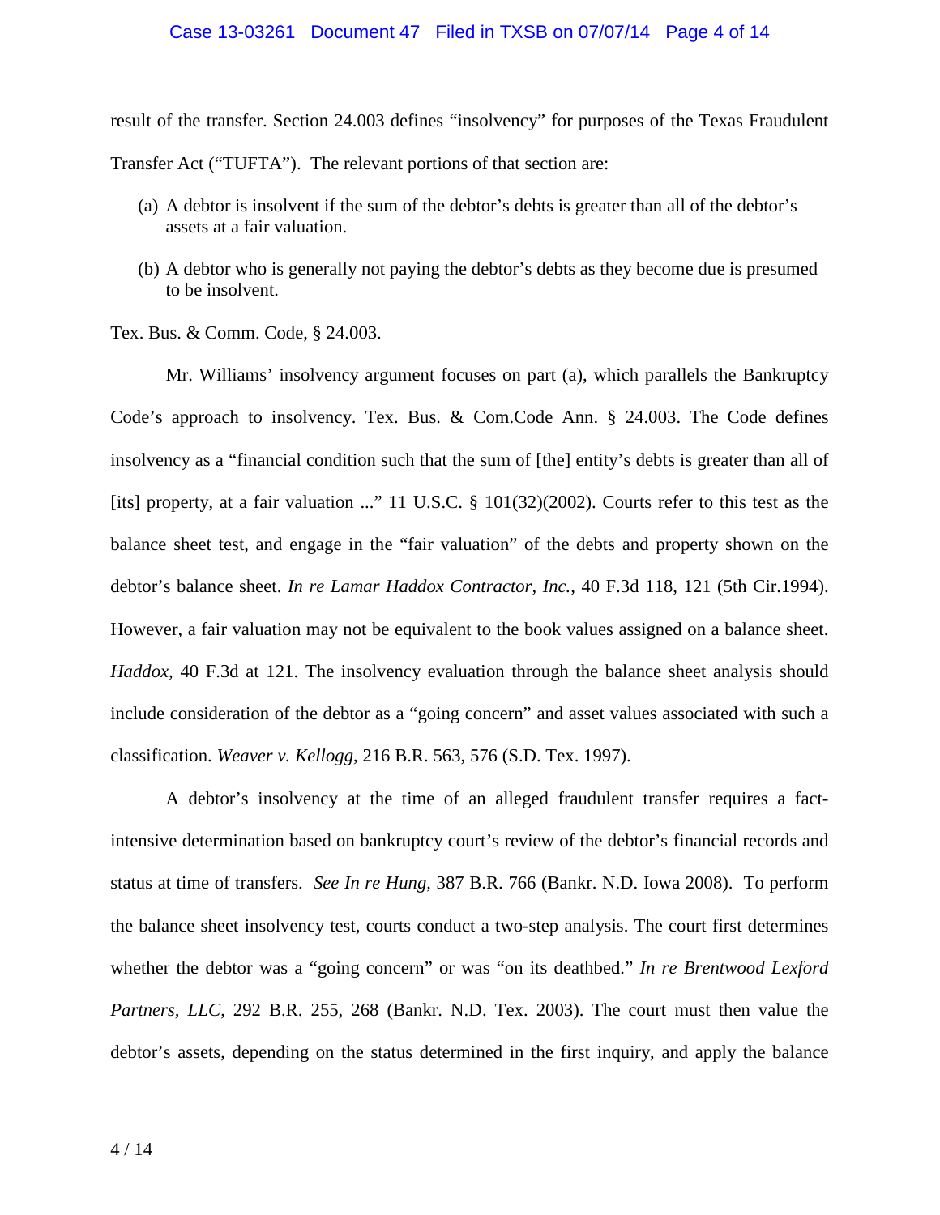result of the transfer. Section 24.003 defines "insolvency" for purposes of the Texas Fraudulent Transfer Act ("TUFTA"). The relevant portions of that section are:

(a) A debtor is insolvent if the sum of the debtor's debts is greater than all of the debtor's assets at a fair valuation.

(b) A debtor who is generally not paying the debtor's debts as they become due is presumed to be insolvent.

Tex. Bus. & Comm. Code, § 24.003.

Mr. Williams' insolvency argument focuses on part (a), which parallels the Bankruptcy Code's approach to insolvency. Tex. Bus. & Com.Code Ann. § 24.003. The Code defines insolvency as a "financial condition such that the sum of [the] entity's debts is greater than all of [its] property, at a fair valuation ..." 11 U.S.C. § 101(32)(2002). Courts refer to this test as the balance sheet test, and engage in the "fair valuation" of the debts and property shown on the debtor's balance sheet. *In re Lamar Haddox Contractor, Inc.*, 40 F.3d 118, 121 (5th Cir.1994). However, a fair valuation may not be equivalent to the book values assigned on a balance sheet. *Haddox*, 40 F.3d at 121. The insolvency evaluation through the balance sheet analysis should include consideration of the debtor as a "going concern" and asset values associated with such a classification. *Weaver v. Kellogg*, 216 B.R. 563, 576 (S.D. Tex. 1997).

A debtor's insolvency at the time of an alleged fraudulent transfer requires a fact-intensive determination based on bankruptcy court's review of the debtor's financial records and status at time of transfers. *See In re Hung*, 387 B.R. 766 (Bankr. N.D. Iowa 2008). To perform the balance sheet insolvency test, courts conduct a two-step analysis. The court first determines whether the debtor was a "going concern" or was "on its deathbed." *In re Brentwood Lexford Partners, LLC*, 292 B.R. 255, 268 (Bankr. N.D. Tex. 2003). The court must then value the debtor's assets, depending on the status determined in the first inquiry, and apply the balance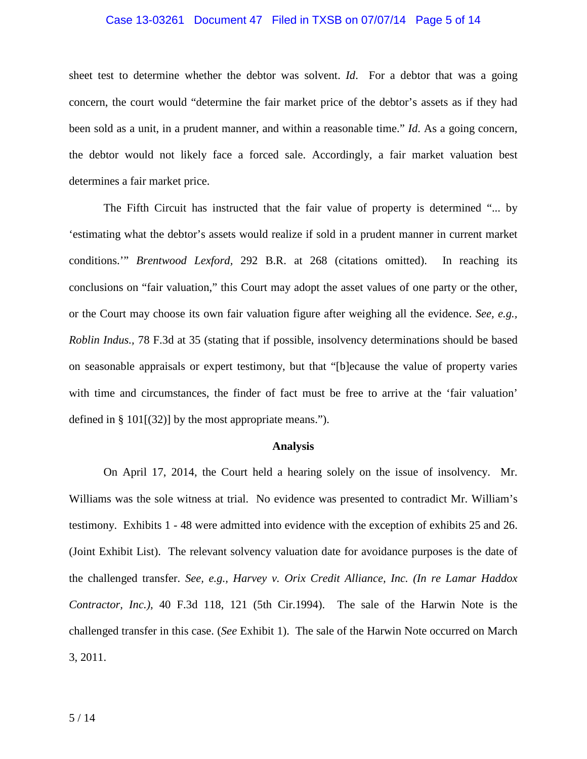sheet test to determine whether the debtor was solvent. *Id*. For a debtor that was a going concern, the court would "determine the fair market price of the debtor's assets as if they had been sold as a unit, in a prudent manner, and within a reasonable time." *Id*. As a going concern, the debtor would not likely face a forced sale. Accordingly, a fair market valuation best determines a fair market price.

The Fifth Circuit has instructed that the fair value of property is determined "... by 'estimating what the debtor's assets would realize if sold in a prudent manner in current market conditions.'" *Brentwood Lexford,* 292 B.R. at 268 (citations omitted). In reaching its conclusions on "fair valuation," this Court may adopt the asset values of one party or the other, or the Court may choose its own fair valuation figure after weighing all the evidence. *See, e.g., Roblin Indus.*, 78 F.3d at 35 (stating that if possible, insolvency determinations should be based on seasonable appraisals or expert testimony, but that "[b]ecause the value of property varies with time and circumstances, the finder of fact must be free to arrive at the 'fair valuation' defined in § 101[(32)] by the most appropriate means.").

**Analysis**

On April 17, 2014, the Court held a hearing solely on the issue of insolvency. Mr. Williams was the sole witness at trial. No evidence was presented to contradict Mr. William's testimony. Exhibits 1 - 48 were admitted into evidence with the exception of exhibits 25 and 26. (Joint Exhibit List). The relevant solvency valuation date for avoidance purposes is the date of the challenged transfer. *See, e.g., Harvey v. Orix Credit Alliance, Inc. (In re Lamar Haddox Contractor, Inc.),* 40 F.3d 118, 121 (5th Cir.1994). The sale of the Harwin Note is the challenged transfer in this case. (*See* Exhibit 1). The sale of the Harwin Note occurred on March 3, 2011.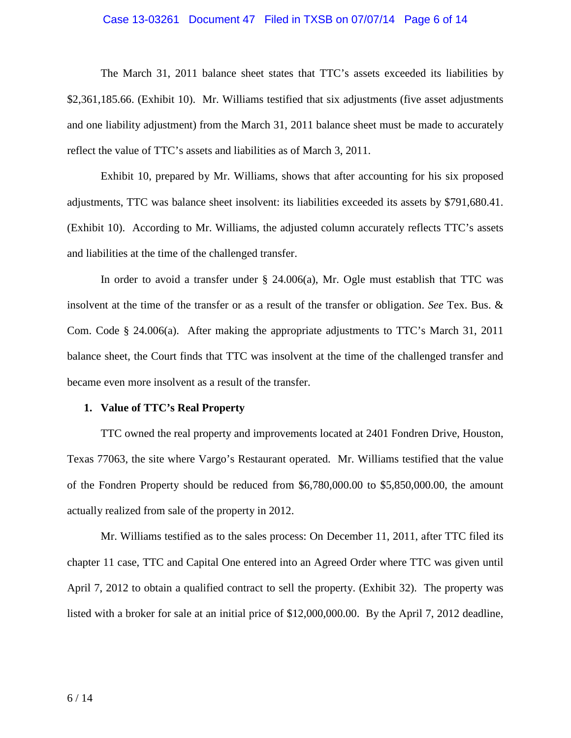The March 31, 2011 balance sheet states that TTC's assets exceeded its liabilities by \$2,361,185.66. (Exhibit 10). Mr. Williams testified that six adjustments (five asset adjustments and one liability adjustment) from the March 31, 2011 balance sheet must be made to accurately reflect the value of TTC's assets and liabilities as of March 3, 2011.

Exhibit 10, prepared by Mr. Williams, shows that after accounting for his six proposed adjustments, TTC was balance sheet insolvent: its liabilities exceeded its assets by \$791,680.41. (Exhibit 10). According to Mr. Williams, the adjusted column accurately reflects TTC's assets and liabilities at the time of the challenged transfer.

In order to avoid a transfer under § 24.006(a), Mr. Ogle must establish that TTC was insolvent at the time of the transfer or as a result of the transfer or obligation. *See* Tex. Bus. & Com. Code § 24.006(a). After making the appropriate adjustments to TTC's March 31, 2011 balance sheet, the Court finds that TTC was insolvent at the time of the challenged transfer and became even more insolvent as a result of the transfer.

**1. Value of TTC's Real Property**

TTC owned the real property and improvements located at 2401 Fondren Drive, Houston, Texas 77063, the site where Vargo's Restaurant operated. Mr. Williams testified that the value of the Fondren Property should be reduced from \$6,780,000.00 to \$5,850,000.00, the amount actually realized from sale of the property in 2012.

Mr. Williams testified as to the sales process: On December 11, 2011, after TTC filed its chapter 11 case, TTC and Capital One entered into an Agreed Order where TTC was given until April 7, 2012 to obtain a qualified contract to sell the property. (Exhibit 32). The property was listed with a broker for sale at an initial price of \$12,000,000.00. By the April 7, 2012 deadline,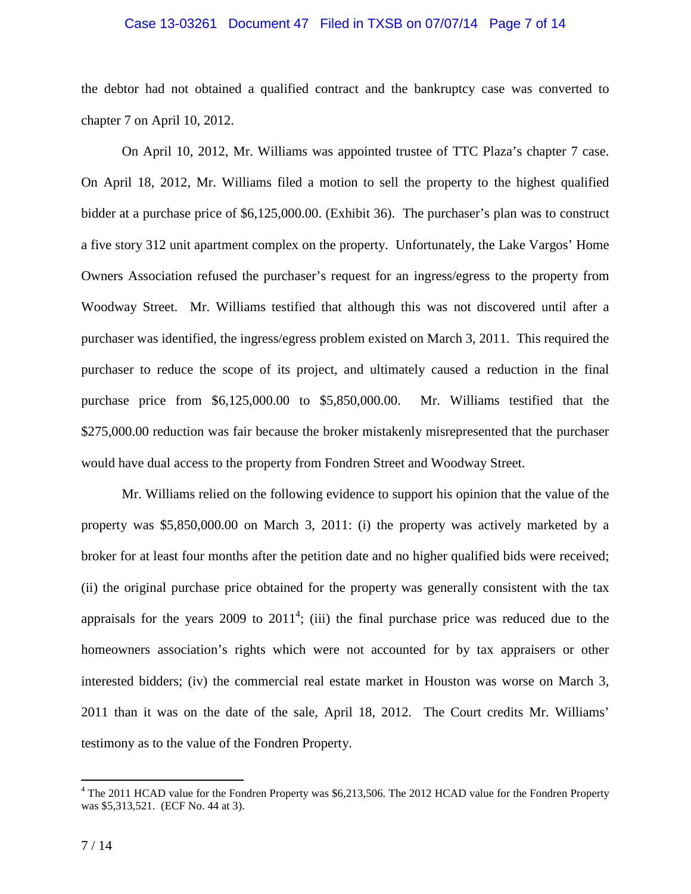the debtor had not obtained a qualified contract and the bankruptcy case was converted to chapter 7 on April 10, 2012.

On April 10, 2012, Mr. Williams was appointed trustee of TTC Plaza's chapter 7 case. On April 18, 2012, Mr. Williams filed a motion to sell the property to the highest qualified bidder at a purchase price of $6,125,000.00. (Exhibit 36). The purchaser's plan was to construct a five story 312 unit apartment complex on the property. Unfortunately, the Lake Vargos' Home Owners Association refused the purchaser's request for an ingress/egress to the property from Woodway Street. Mr. Williams testified that although this was not discovered until after a purchaser was identified, the ingress/egress problem existed on March 3, 2011. This required the purchaser to reduce the scope of its project, and ultimately caused a reduction in the final purchase price from $6,125,000.00 to $5,850,000.00. Mr. Williams testified that the $275,000.00 reduction was fair because the broker mistakenly misrepresented that the purchaser would have dual access to the property from Fondren Street and Woodway Street.

Mr. Williams relied on the following evidence to support his opinion that the value of the property was $5,850,000.00 on March 3, 2011: (i) the property was actively marketed by a broker for at least four months after the petition date and no higher qualified bids were received; (ii) the original purchase price obtained for the property was generally consistent with the tax appraisals for the years 2009 to 2011[4]; (iii) the final purchase price was reduced due to the homeowners association's rights which were not accounted for by tax appraisers or other interested bidders; (iv) the commercial real estate market in Houston was worse on March 3, 2011 than it was on the date of the sale, April 18, 2012. The Court credits Mr. Williams' testimony as to the value of the Fondren Property.

---

[4] The 2011 HCAD value for the Fondren Property was $6,213,506. The 2012 HCAD value for the Fondren Property was $5,313,521. (ECF No. 44 at 3).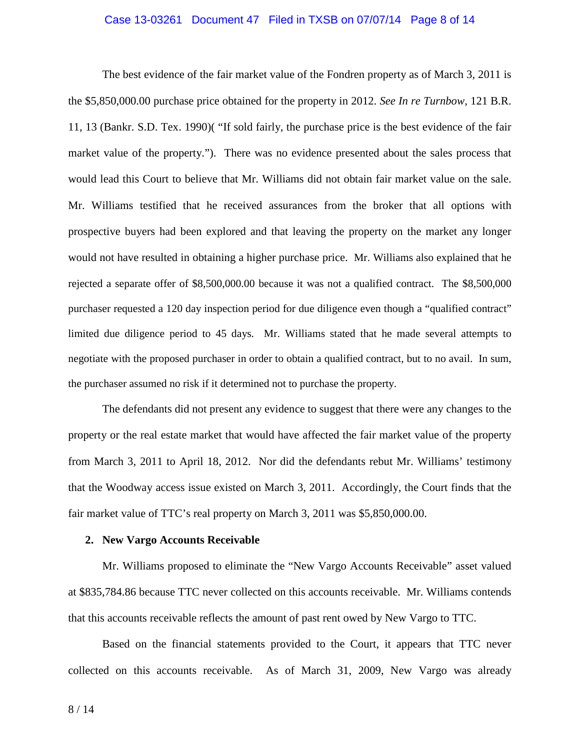The best evidence of the fair market value of the Fondren property as of March 3, 2011 is the $5,850,000.00 purchase price obtained for the property in 2012. *See In re Turnbow*, 121 B.R. 11, 13 (Bankr. S.D. Tex. 1990)( "If sold fairly, the purchase price is the best evidence of the fair market value of the property."). There was no evidence presented about the sales process that would lead this Court to believe that Mr. Williams did not obtain fair market value on the sale. Mr. Williams testified that he received assurances from the broker that all options with prospective buyers had been explored and that leaving the property on the market any longer would not have resulted in obtaining a higher purchase price. Mr. Williams also explained that he rejected a separate offer of $8,500,000.00 because it was not a qualified contract. The $8,500,000 purchaser requested a 120 day inspection period for due diligence even though a "qualified contract" limited due diligence period to 45 days. Mr. Williams stated that he made several attempts to negotiate with the proposed purchaser in order to obtain a qualified contract, but to no avail. In sum, the purchaser assumed no risk if it determined not to purchase the property.

The defendants did not present any evidence to suggest that there were any changes to the property or the real estate market that would have affected the fair market value of the property from March 3, 2011 to April 18, 2012. Nor did the defendants rebut Mr. Williams' testimony that the Woodway access issue existed on March 3, 2011. Accordingly, the Court finds that the fair market value of TTC's real property on March 3, 2011 was $5,850,000.00.

**2. New Vargo Accounts Receivable**

Mr. Williams proposed to eliminate the "New Vargo Accounts Receivable" asset valued at $835,784.86 because TTC never collected on this accounts receivable. Mr. Williams contends that this accounts receivable reflects the amount of past rent owed by New Vargo to TTC.

Based on the financial statements provided to the Court, it appears that TTC never collected on this accounts receivable. As of March 31, 2009, New Vargo was already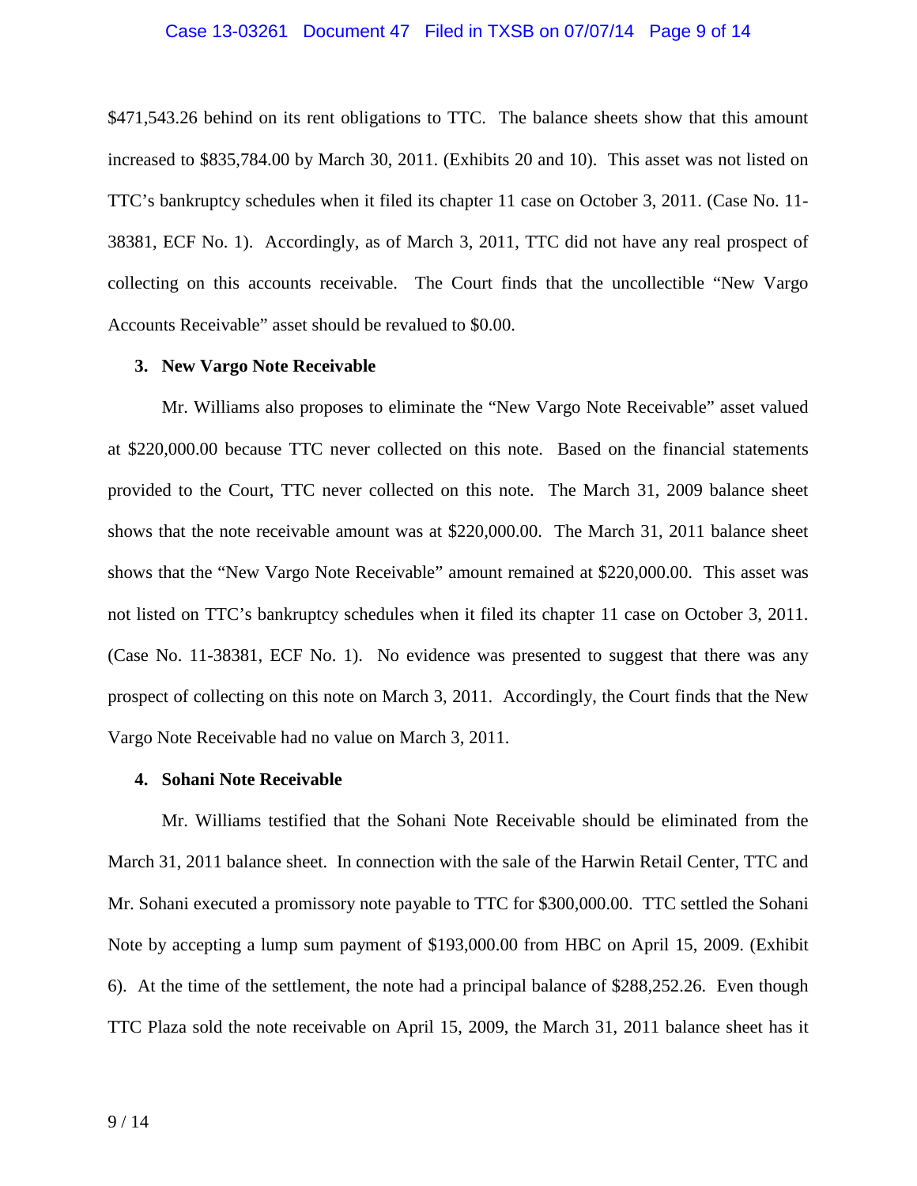$471,543.26 behind on its rent obligations to TTC. The balance sheets show that this amount increased to $835,784.00 by March 30, 2011. (Exhibits 20 and 10). This asset was not listed on TTC's bankruptcy schedules when it filed its chapter 11 case on October 3, 2011. (Case No. 11-38381, ECF No. 1). Accordingly, as of March 3, 2011, TTC did not have any real prospect of collecting on this accounts receivable. The Court finds that the uncollectible "New Vargo Accounts Receivable" asset should be revalued to $0.00.

**3. New Vargo Note Receivable**

Mr. Williams also proposes to eliminate the "New Vargo Note Receivable" asset valued at $220,000.00 because TTC never collected on this note. Based on the financial statements provided to the Court, TTC never collected on this note. The March 31, 2009 balance sheet shows that the note receivable amount was at $220,000.00. The March 31, 2011 balance sheet shows that the "New Vargo Note Receivable" amount remained at $220,000.00. This asset was not listed on TTC's bankruptcy schedules when it filed its chapter 11 case on October 3, 2011. (Case No. 11-38381, ECF No. 1). No evidence was presented to suggest that there was any prospect of collecting on this note on March 3, 2011. Accordingly, the Court finds that the New Vargo Note Receivable had no value on March 3, 2011.

**4. Sohani Note Receivable**

Mr. Williams testified that the Sohani Note Receivable should be eliminated from the March 31, 2011 balance sheet. In connection with the sale of the Harwin Retail Center, TTC and Mr. Sohani executed a promissory note payable to TTC for $300,000.00. TTC settled the Sohani Note by accepting a lump sum payment of $193,000.00 from HBC on April 15, 2009. (Exhibit 6). At the time of the settlement, the note had a principal balance of $288,252.26. Even though TTC Plaza sold the note receivable on April 15, 2009, the March 31, 2011 balance sheet has it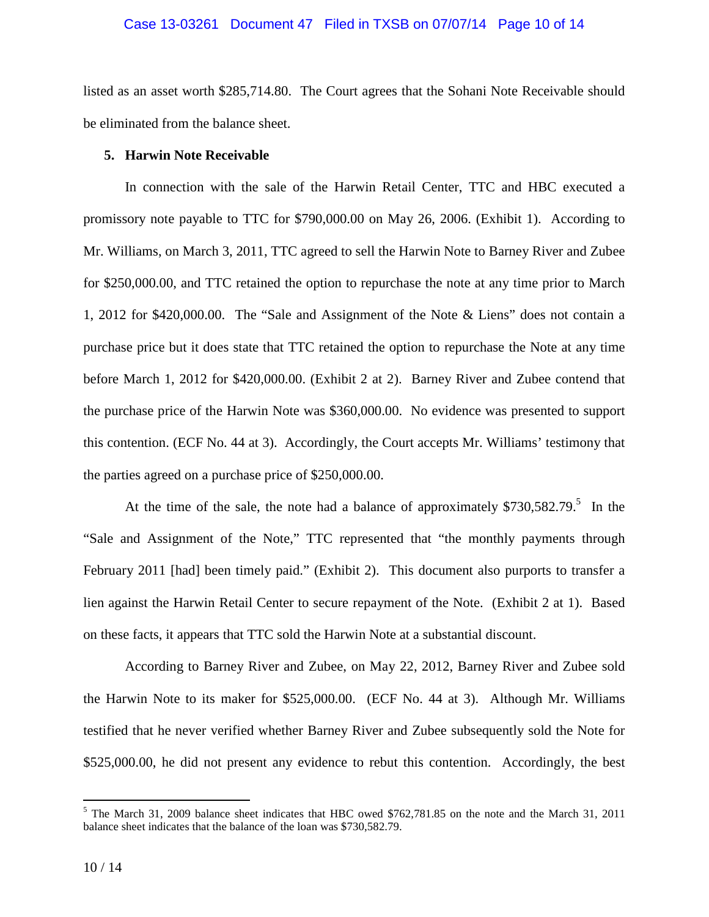listed as an asset worth $285,714.80. The Court agrees that the Sohani Note Receivable should be eliminated from the balance sheet.

**5. Harwin Note Receivable**

In connection with the sale of the Harwin Retail Center, TTC and HBC executed a promissory note payable to TTC for $790,000.00 on May 26, 2006. (Exhibit 1). According to Mr. Williams, on March 3, 2011, TTC agreed to sell the Harwin Note to Barney River and Zubee for $250,000.00, and TTC retained the option to repurchase the note at any time prior to March 1, 2012 for $420,000.00. The "Sale and Assignment of the Note & Liens" does not contain a purchase price but it does state that TTC retained the option to repurchase the Note at any time before March 1, 2012 for $420,000.00. (Exhibit 2 at 2). Barney River and Zubee contend that the purchase price of the Harwin Note was $360,000.00. No evidence was presented to support this contention. (ECF No. 44 at 3). Accordingly, the Court accepts Mr. Williams' testimony that the parties agreed on a purchase price of $250,000.00.

At the time of the sale, the note had a balance of approximately $730,582.79.[5] In the "Sale and Assignment of the Note," TTC represented that "the monthly payments through February 2011 [had] been timely paid." (Exhibit 2). This document also purports to transfer a lien against the Harwin Retail Center to secure repayment of the Note. (Exhibit 2 at 1). Based on these facts, it appears that TTC sold the Harwin Note at a substantial discount.

According to Barney River and Zubee, on May 22, 2012, Barney River and Zubee sold the Harwin Note to its maker for $525,000.00. (ECF No. 44 at 3). Although Mr. Williams testified that he never verified whether Barney River and Zubee subsequently sold the Note for $525,000.00, he did not present any evidence to rebut this contention. Accordingly, the best

---

[5] The March 31, 2009 balance sheet indicates that HBC owed $762,781.85 on the note and the March 31, 2011 balance sheet indicates that the balance of the loan was $730,582.79.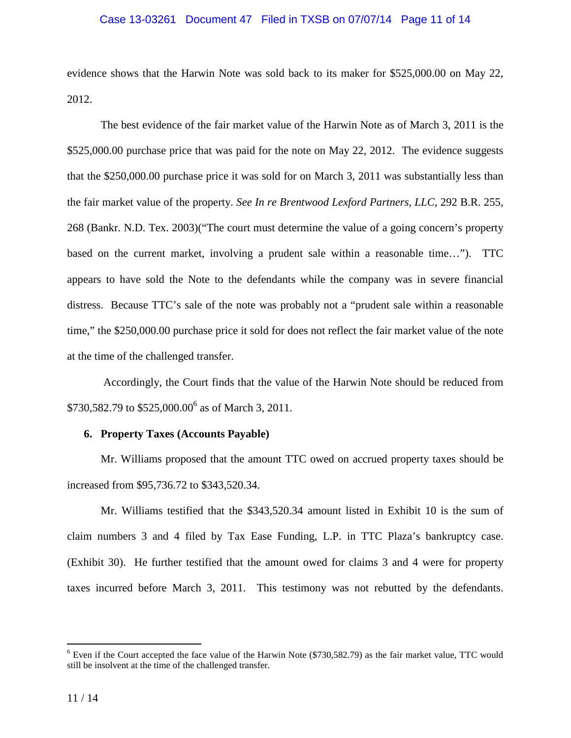evidence shows that the Harwin Note was sold back to its maker for $525,000.00 on May 22, 2012.

The best evidence of the fair market value of the Harwin Note as of March 3, 2011 is the $525,000.00 purchase price that was paid for the note on May 22, 2012. The evidence suggests that the $250,000.00 purchase price it was sold for on March 3, 2011 was substantially less than the fair market value of the property. *See In re Brentwood Lexford Partners, LLC*, 292 B.R. 255, 268 (Bankr. N.D. Tex. 2003)("The court must determine the value of a going concern's property based on the current market, involving a prudent sale within a reasonable time…"). TTC appears to have sold the Note to the defendants while the company was in severe financial distress. Because TTC's sale of the note was probably not a "prudent sale within a reasonable time," the $250,000.00 purchase price it sold for does not reflect the fair market value of the note at the time of the challenged transfer.

Accordingly, the Court finds that the value of the Harwin Note should be reduced from $730,582.79 to $525,000.00[6] as of March 3, 2011.

**6. Property Taxes (Accounts Payable)**

Mr. Williams proposed that the amount TTC owed on accrued property taxes should be increased from $95,736.72 to $343,520.34.

Mr. Williams testified that the $343,520.34 amount listed in Exhibit 10 is the sum of claim numbers 3 and 4 filed by Tax Ease Funding, L.P. in TTC Plaza's bankruptcy case. (Exhibit 30). He further testified that the amount owed for claims 3 and 4 were for property taxes incurred before March 3, 2011. This testimony was not rebutted by the defendants.

---

[6] Even if the Court accepted the face value of the Harwin Note ($730,582.79) as the fair market value, TTC would still be insolvent at the time of the challenged transfer.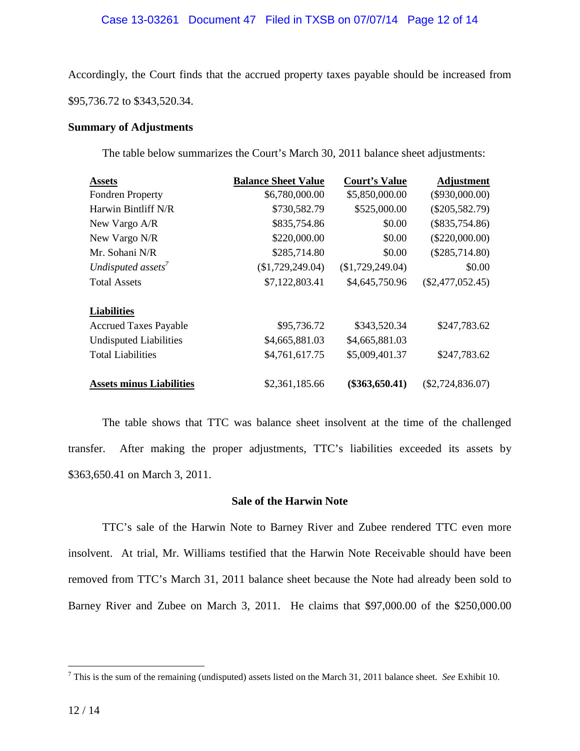Accordingly, the Court finds that the accrued property taxes payable should be increased from $95,736.72 to $343,520.34.

**Summary of Adjustments**

The table below summarizes the Court's March 30, 2011 balance sheet adjustments:

| **Assets** | **Balance Sheet Value** | **Court's Value** | **Adjustment** |
|---|---|---|---|
| Fondren Property | $6,780,000.00 | $5,850,000.00 | ($930,000.00) |
| Harwin Bintliff N/R | $730,582.79 | $525,000.00 | ($205,582.79) |
| New Vargo A/R | $835,754.86 | $0.00 | ($835,754.86) |
| New Vargo N/R | $220,000.00 | $0.00 | ($220,000.00) |
| Mr. Sohani N/R | $285,714.80 | $0.00 | ($285,714.80) |
| *Undisputed assets*[7] | ($1,729,249.04) | ($1,729,249.04) | $0.00 |
| Total Assets | $7,122,803.41 | $4,645,750.96 | ($2,477,052.45) |
| | | | |
| **Liabilities** | | | |
| Accrued Taxes Payable | $95,736.72 | $343,520.34 | $247,783.62 |
| Undisputed Liabilities | $4,665,881.03 | $4,665,881.03 | |
| Total Liabilities | $4,761,617.75 | $5,009,401.37 | $247,783.62 |
| | | | |
| **Assets minus Liabilities** | $2,361,185.66 | **($363,650.41)** | ($2,724,836.07) |

The table shows that TTC was balance sheet insolvent at the time of the challenged transfer. After making the proper adjustments, TTC's liabilities exceeded its assets by $363,650.41 on March 3, 2011.

### Sale of the Harwin Note

TTC's sale of the Harwin Note to Barney River and Zubee rendered TTC even more insolvent. At trial, Mr. Williams testified that the Harwin Note Receivable should have been removed from TTC's March 31, 2011 balance sheet because the Note had already been sold to Barney River and Zubee on March 3, 2011. He claims that $97,000.00 of the $250,000.00

[7] This is the sum of the remaining (undisputed) assets listed on the March 31, 2011 balance sheet. *See* Exhibit 10.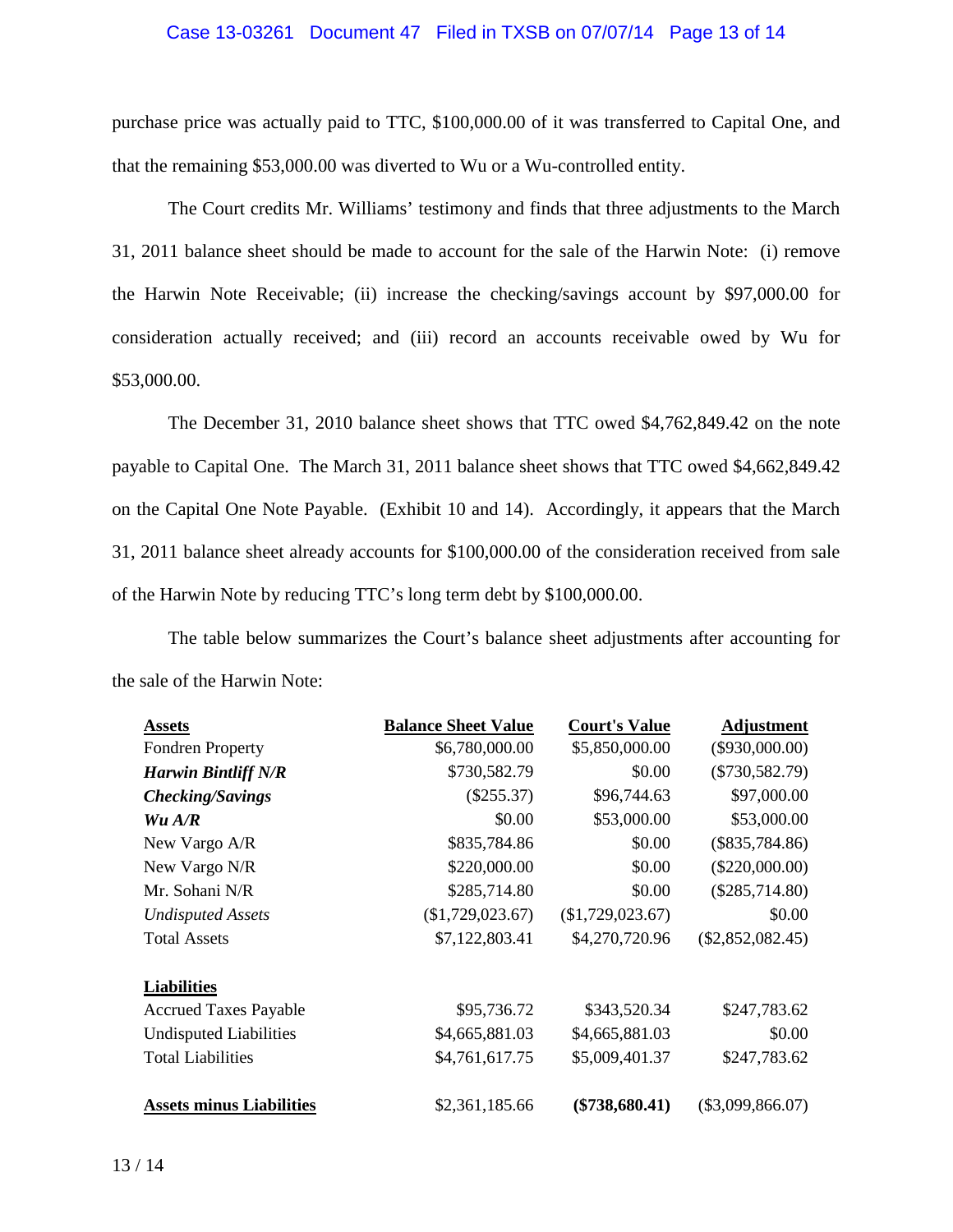purchase price was actually paid to TTC, $100,000.00 of it was transferred to Capital One, and that the remaining $53,000.00 was diverted to Wu or a Wu-controlled entity.

The Court credits Mr. Williams' testimony and finds that three adjustments to the March 31, 2011 balance sheet should be made to account for the sale of the Harwin Note: (i) remove the Harwin Note Receivable; (ii) increase the checking/savings account by $97,000.00 for consideration actually received; and (iii) record an accounts receivable owed by Wu for $53,000.00.

The December 31, 2010 balance sheet shows that TTC owed $4,762,849.42 on the note payable to Capital One. The March 31, 2011 balance sheet shows that TTC owed $4,662,849.42 on the Capital One Note Payable. (Exhibit 10 and 14). Accordingly, it appears that the March 31, 2011 balance sheet already accounts for $100,000.00 of the consideration received from sale of the Harwin Note by reducing TTC's long term debt by $100,000.00.

The table below summarizes the Court's balance sheet adjustments after accounting for the sale of the Harwin Note:

| **Assets** | **Balance Sheet Value** | **Court's Value** | **Adjustment** |
|---|---|---|---|
| Fondren Property | $6,780,000.00 | $5,850,000.00 | ($930,000.00) |
| ***Harwin Bintliff N/R*** | $730,582.79 | $0.00 | ($730,582.79) |
| ***Checking/Savings*** | ($255.37) | $96,744.63 | $97,000.00 |
| ***Wu A/R*** | $0.00 | $53,000.00 | $53,000.00 |
| New Vargo A/R | $835,784.86 | $0.00 | ($835,784.86) |
| New Vargo N/R | $220,000.00 | $0.00 | ($220,000.00) |
| Mr. Sohani N/R | $285,714.80 | $0.00 | ($285,714.80) |
| *Undisputed Assets* | ($1,729,023.67) | ($1,729,023.67) | $0.00 |
| Total Assets | $7,122,803.41 | $4,270,720.96 | ($2,852,082.45) |
| | | | |
| **Liabilities** | | | |
| Accrued Taxes Payable | $95,736.72 | $343,520.34 | $247,783.62 |
| Undisputed Liabilities | $4,665,881.03 | $4,665,881.03 | $0.00 |
| Total Liabilities | $4,761,617.75 | $5,009,401.37 | $247,783.62 |
| | | | |
| **Assets minus Liabilities** | $2,361,185.66 | **($738,680.41)** | ($3,099,866.07) |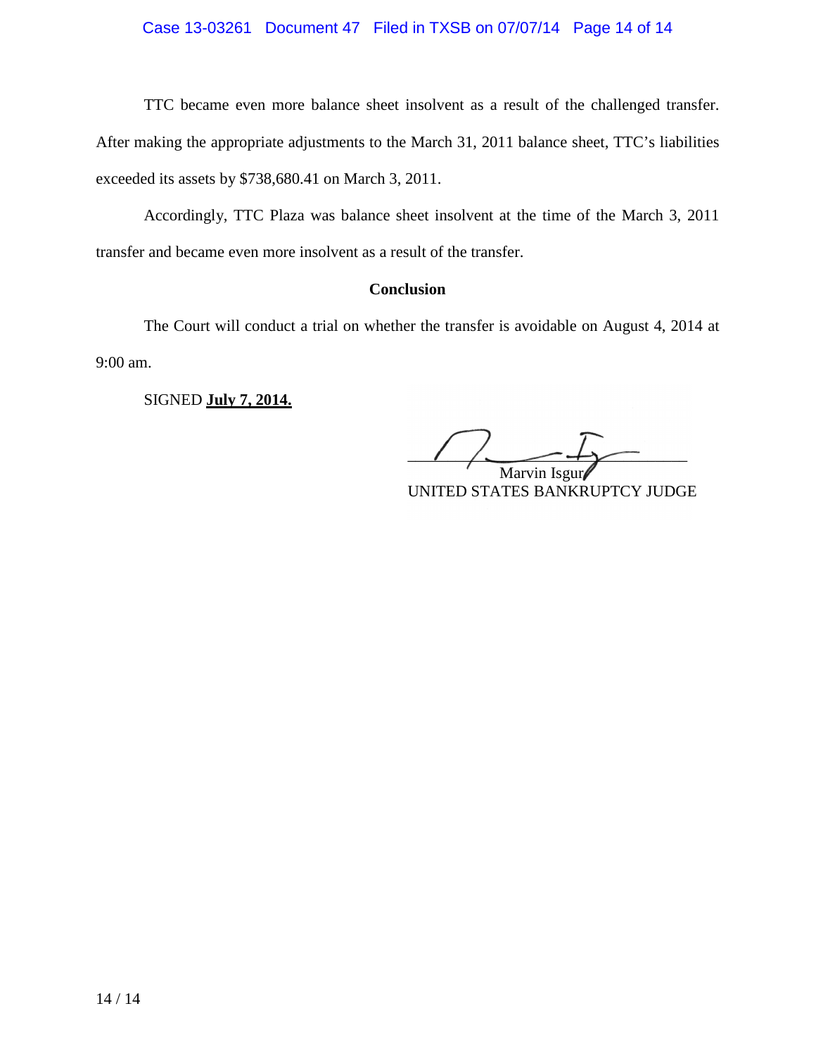TTC became even more balance sheet insolvent as a result of the challenged transfer. After making the appropriate adjustments to the March 31, 2011 balance sheet, TTC's liabilities exceeded its assets by $738,680.41 on March 3, 2011.

Accordingly, TTC Plaza was balance sheet insolvent at the time of the March 3, 2011 transfer and became even more insolvent as a result of the transfer.

## Conclusion

The Court will conduct a trial on whether the transfer is avoidable on August 4, 2014 at 9:00 am.

SIGNED **July 7, 2014.**

Marvin Isgur
UNITED STATES BANKRUPTCY JUDGE